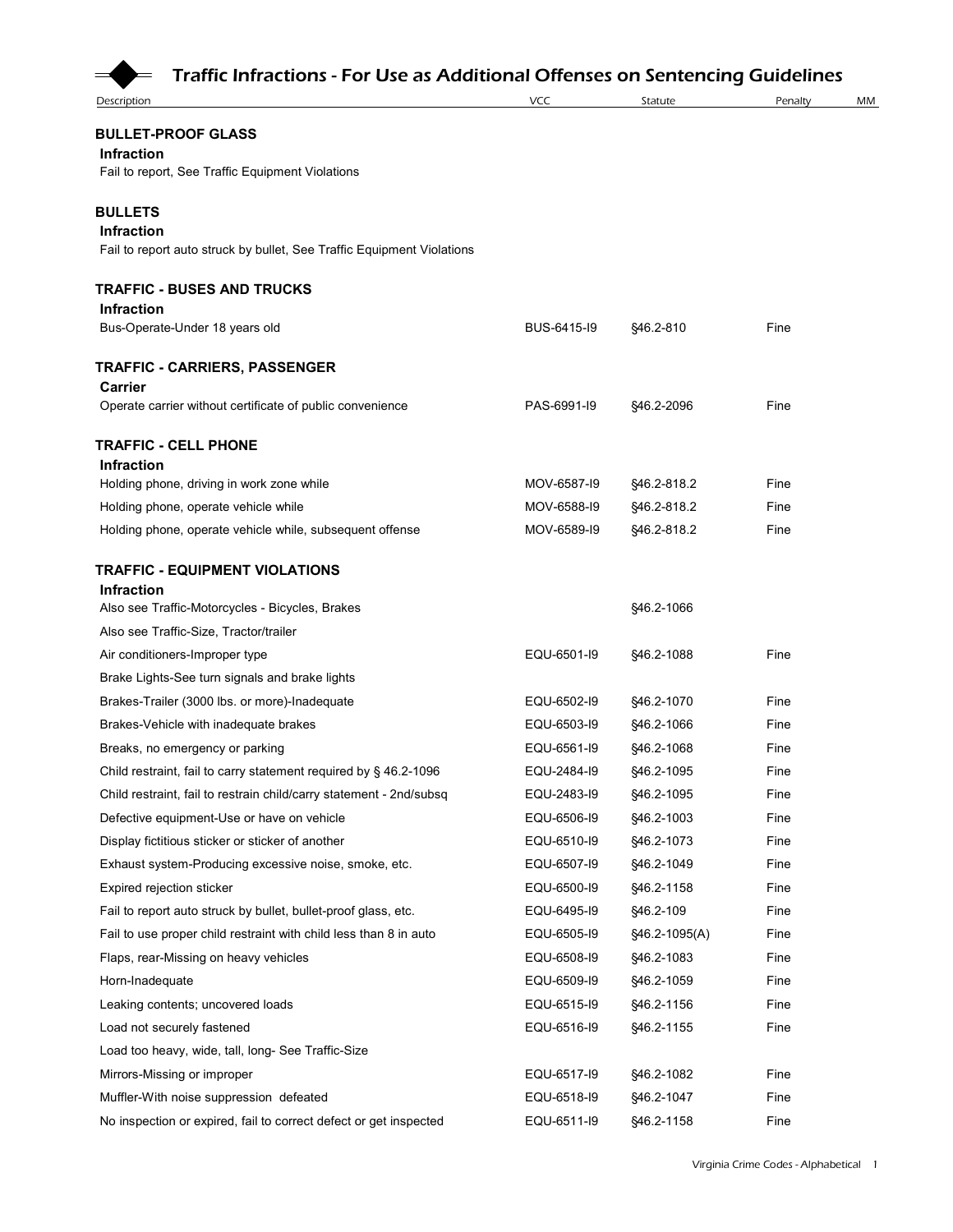# Traffic Infractions - For Use as Additional Offenses on Sentencing Guidelines

| Description | VCC | Statute | Penalty | MM |
|---|---|---|---|---|
| **BULLET-PROOF GLASS** | | | | |
| **Infraction** | | | | |
| Fail to report, See Traffic Equipment Violations | | | | |
| **BULLETS** | | | | |
| **Infraction** | | | | |
| Fail to report auto struck by bullet, See Traffic Equipment Violations | | | | |
| **TRAFFIC - BUSES AND TRUCKS** | | | | |
| **Infraction** | | | | |
| Bus-Operate-Under 18 years old | BUS-6415-I9 | §46.2-810 | Fine | |
| **TRAFFIC - CARRIERS, PASSENGER** | | | | |
| **Carrier** | | | | |
| Operate carrier without certificate of public convenience | PAS-6991-I9 | §46.2-2096 | Fine | |
| **TRAFFIC - CELL PHONE** | | | | |
| **Infraction** | | | | |
| Holding phone, driving in work zone while | MOV-6587-I9 | §46.2-818.2 | Fine | |
| Holding phone, operate vehicle while | MOV-6588-I9 | §46.2-818.2 | Fine | |
| Holding phone, operate vehicle while, subsequent offense | MOV-6589-I9 | §46.2-818.2 | Fine | |
| **TRAFFIC - EQUIPMENT VIOLATIONS** | | | | |
| **Infraction** | | | | |
| Also see Traffic-Motorcycles - Bicycles, Brakes | | §46.2-1066 | | |
| Also see Traffic-Size, Tractor/trailer | | | | |
| Air conditioners-Improper type | EQU-6501-I9 | §46.2-1088 | Fine | |
| Brake Lights-See turn signals and brake lights | | | | |
| Brakes-Trailer (3000 lbs. or more)-Inadequate | EQU-6502-I9 | §46.2-1070 | Fine | |
| Brakes-Vehicle with inadequate brakes | EQU-6503-I9 | §46.2-1066 | Fine | |
| Breaks, no emergency or parking | EQU-6561-I9 | §46.2-1068 | Fine | |
| Child restraint, fail to carry statement required by § 46.2-1096 | EQU-2484-I9 | §46.2-1095 | Fine | |
| Child restraint, fail to restrain child/carry statement - 2nd/subsq | EQU-2483-I9 | §46.2-1095 | Fine | |
| Defective equipment-Use or have on vehicle | EQU-6506-I9 | §46.2-1003 | Fine | |
| Display fictitious sticker or sticker of another | EQU-6510-I9 | §46.2-1073 | Fine | |
| Exhaust system-Producing excessive noise, smoke, etc. | EQU-6507-I9 | §46.2-1049 | Fine | |
| Expired rejection sticker | EQU-6500-I9 | §46.2-1158 | Fine | |
| Fail to report auto struck by bullet, bullet-proof glass, etc. | EQU-6495-I9 | §46.2-109 | Fine | |
| Fail to use proper child restraint with child less than 8 in auto | EQU-6505-I9 | §46.2-1095(A) | Fine | |
| Flaps, rear-Missing on heavy vehicles | EQU-6508-I9 | §46.2-1083 | Fine | |
| Horn-Inadequate | EQU-6509-I9 | §46.2-1059 | Fine | |
| Leaking contents; uncovered loads | EQU-6515-I9 | §46.2-1156 | Fine | |
| Load not securely fastened | EQU-6516-I9 | §46.2-1155 | Fine | |
| Load too heavy, wide, tall, long- See Traffic-Size | | | | |
| Mirrors-Missing or improper | EQU-6517-I9 | §46.2-1082 | Fine | |
| Muffler-With noise suppression defeated | EQU-6518-I9 | §46.2-1047 | Fine | |
| No inspection or expired, fail to correct defect or get inspected | EQU-6511-I9 | §46.2-1158 | Fine | |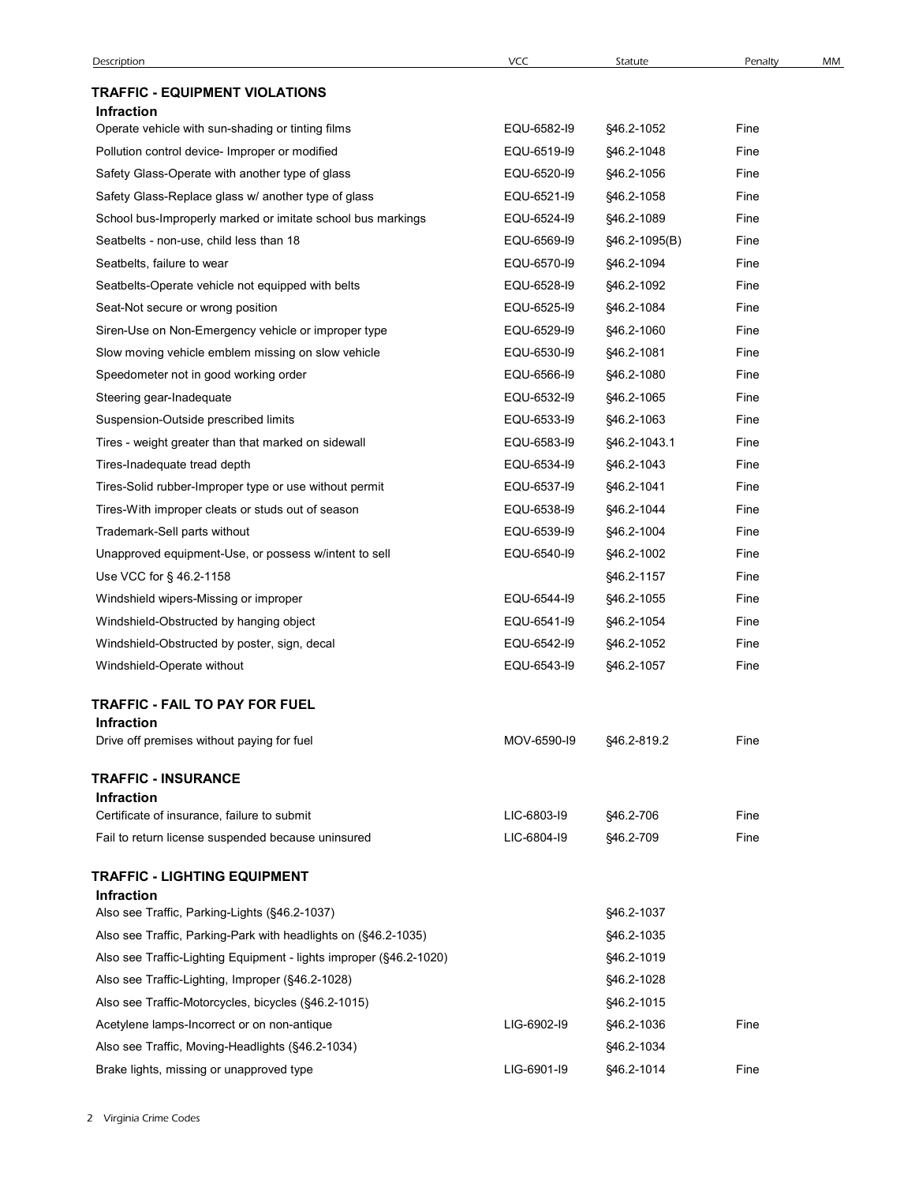| Description | VCC | Statute | Penalty | MM |
|---|---|---|---|---|

## TRAFFIC - EQUIPMENT VIOLATIONS

**Infraction**

| Description | VCC | Statute | Penalty | MM |
|---|---|---|---|---|
| Operate vehicle with sun-shading or tinting films | EQU-6582-I9 | §46.2-1052 | Fine | |
| Pollution control device- Improper or modified | EQU-6519-I9 | §46.2-1048 | Fine | |
| Safety Glass-Operate with another type of glass | EQU-6520-I9 | §46.2-1056 | Fine | |
| Safety Glass-Replace glass w/ another type of glass | EQU-6521-I9 | §46.2-1058 | Fine | |
| School bus-Improperly marked or imitate school bus markings | EQU-6524-I9 | §46.2-1089 | Fine | |
| Seatbelts - non-use, child less than 18 | EQU-6569-I9 | §46.2-1095(B) | Fine | |
| Seatbelts, failure to wear | EQU-6570-I9 | §46.2-1094 | Fine | |
| Seatbelts-Operate vehicle not equipped with belts | EQU-6528-I9 | §46.2-1092 | Fine | |
| Seat-Not secure or wrong position | EQU-6525-I9 | §46.2-1084 | Fine | |
| Siren-Use on Non-Emergency vehicle or improper type | EQU-6529-I9 | §46.2-1060 | Fine | |
| Slow moving vehicle emblem missing on slow vehicle | EQU-6530-I9 | §46.2-1081 | Fine | |
| Speedometer not in good working order | EQU-6566-I9 | §46.2-1080 | Fine | |
| Steering gear-Inadequate | EQU-6532-I9 | §46.2-1065 | Fine | |
| Suspension-Outside prescribed limits | EQU-6533-I9 | §46.2-1063 | Fine | |
| Tires - weight greater than that marked on sidewall | EQU-6583-I9 | §46.2-1043.1 | Fine | |
| Tires-Inadequate tread depth | EQU-6534-I9 | §46.2-1043 | Fine | |
| Tires-Solid rubber-Improper type or use without permit | EQU-6537-I9 | §46.2-1041 | Fine | |
| Tires-With improper cleats or studs out of season | EQU-6538-I9 | §46.2-1044 | Fine | |
| Trademark-Sell parts without | EQU-6539-I9 | §46.2-1004 | Fine | |
| Unapproved equipment-Use, or possess w/intent to sell | EQU-6540-I9 | §46.2-1002 | Fine | |
| Use VCC for § 46.2-1158 | | §46.2-1157 | Fine | |
| Windshield wipers-Missing or improper | EQU-6544-I9 | §46.2-1055 | Fine | |
| Windshield-Obstructed by hanging object | EQU-6541-I9 | §46.2-1054 | Fine | |
| Windshield-Obstructed by poster, sign, decal | EQU-6542-I9 | §46.2-1052 | Fine | |
| Windshield-Operate without | EQU-6543-I9 | §46.2-1057 | Fine | |

## TRAFFIC - FAIL TO PAY FOR FUEL

**Infraction**

| Description | VCC | Statute | Penalty | MM |
|---|---|---|---|---|
| Drive off premises without paying for fuel | MOV-6590-I9 | §46.2-819.2 | Fine | |

## TRAFFIC - INSURANCE

**Infraction**

| Description | VCC | Statute | Penalty | MM |
|---|---|---|---|---|
| Certificate of insurance, failure to submit | LIC-6803-I9 | §46.2-706 | Fine | |
| Fail to return license suspended because uninsured | LIC-6804-I9 | §46.2-709 | Fine | |

## TRAFFIC - LIGHTING EQUIPMENT

**Infraction**

| Description | VCC | Statute | Penalty | MM |
|---|---|---|---|---|
| Also see Traffic, Parking-Lights (§46.2-1037) | | §46.2-1037 | | |
| Also see Traffic, Parking-Park with headlights on (§46.2-1035) | | §46.2-1035 | | |
| Also see Traffic-Lighting Equipment - lights improper (§46.2-1020) | | §46.2-1019 | | |
| Also see Traffic-Lighting, Improper (§46.2-1028) | | §46.2-1028 | | |
| Also see Traffic-Motorcycles, bicycles (§46.2-1015) | | §46.2-1015 | | |
| Acetylene lamps-Incorrect or on non-antique | LIG-6902-I9 | §46.2-1036 | Fine | |
| Also see Traffic, Moving-Headlights (§46.2-1034) | | §46.2-1034 | | |
| Brake lights, missing or unapproved type | LIG-6901-I9 | §46.2-1014 | Fine | |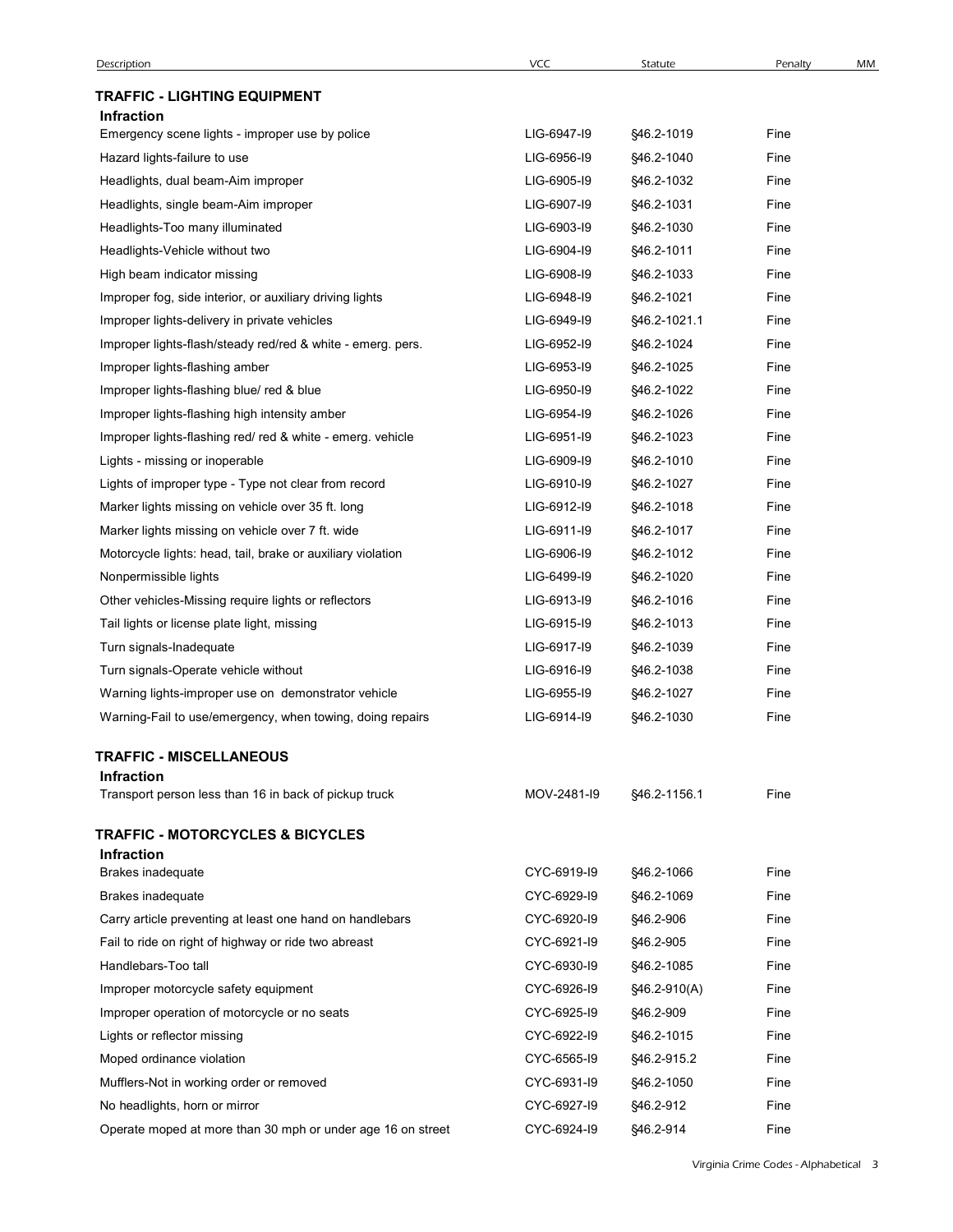| Description | VCC | Statute | Penalty | MM |
|---|---|---|---|---|

## TRAFFIC - LIGHTING EQUIPMENT

**Infraction**

| Description | VCC | Statute | Penalty | MM |
|---|---|---|---|---|
| Emergency scene lights - improper use by police | LIG-6947-I9 | §46.2-1019 | Fine | |
| Hazard lights-failure to use | LIG-6956-I9 | §46.2-1040 | Fine | |
| Headlights, dual beam-Aim improper | LIG-6905-I9 | §46.2-1032 | Fine | |
| Headlights, single beam-Aim improper | LIG-6907-I9 | §46.2-1031 | Fine | |
| Headlights-Too many illuminated | LIG-6903-I9 | §46.2-1030 | Fine | |
| Headlights-Vehicle without two | LIG-6904-I9 | §46.2-1011 | Fine | |
| High beam indicator missing | LIG-6908-I9 | §46.2-1033 | Fine | |
| Improper fog, side interior, or auxiliary driving lights | LIG-6948-I9 | §46.2-1021 | Fine | |
| Improper lights-delivery in private vehicles | LIG-6949-I9 | §46.2-1021.1 | Fine | |
| Improper lights-flash/steady red/red & white - emerg. pers. | LIG-6952-I9 | §46.2-1024 | Fine | |
| Improper lights-flashing amber | LIG-6953-I9 | §46.2-1025 | Fine | |
| Improper lights-flashing blue/ red & blue | LIG-6950-I9 | §46.2-1022 | Fine | |
| Improper lights-flashing high intensity amber | LIG-6954-I9 | §46.2-1026 | Fine | |
| Improper lights-flashing red/ red & white - emerg. vehicle | LIG-6951-I9 | §46.2-1023 | Fine | |
| Lights - missing or inoperable | LIG-6909-I9 | §46.2-1010 | Fine | |
| Lights of improper type - Type not clear from record | LIG-6910-I9 | §46.2-1027 | Fine | |
| Marker lights missing on vehicle over 35 ft. long | LIG-6912-I9 | §46.2-1018 | Fine | |
| Marker lights missing on vehicle over 7 ft. wide | LIG-6911-I9 | §46.2-1017 | Fine | |
| Motorcycle lights: head, tail, brake or auxiliary violation | LIG-6906-I9 | §46.2-1012 | Fine | |
| Nonpermissible lights | LIG-6499-I9 | §46.2-1020 | Fine | |
| Other vehicles-Missing require lights or reflectors | LIG-6913-I9 | §46.2-1016 | Fine | |
| Tail lights or license plate light, missing | LIG-6915-I9 | §46.2-1013 | Fine | |
| Turn signals-Inadequate | LIG-6917-I9 | §46.2-1039 | Fine | |
| Turn signals-Operate vehicle without | LIG-6916-I9 | §46.2-1038 | Fine | |
| Warning lights-improper use on demonstrator vehicle | LIG-6955-I9 | §46.2-1027 | Fine | |
| Warning-Fail to use/emergency, when towing, doing repairs | LIG-6914-I9 | §46.2-1030 | Fine | |

## TRAFFIC - MISCELLANEOUS

**Infraction**

| Description | VCC | Statute | Penalty | MM |
|---|---|---|---|---|
| Transport person less than 16 in back of pickup truck | MOV-2481-I9 | §46.2-1156.1 | Fine | |

## TRAFFIC - MOTORCYCLES & BICYCLES

**Infraction**

| Description | VCC | Statute | Penalty | MM |
|---|---|---|---|---|
| Brakes inadequate | CYC-6919-I9 | §46.2-1066 | Fine | |
| Brakes inadequate | CYC-6929-I9 | §46.2-1069 | Fine | |
| Carry article preventing at least one hand on handlebars | CYC-6920-I9 | §46.2-906 | Fine | |
| Fail to ride on right of highway or ride two abreast | CYC-6921-I9 | §46.2-905 | Fine | |
| Handlebars-Too tall | CYC-6930-I9 | §46.2-1085 | Fine | |
| Improper motorcycle safety equipment | CYC-6926-I9 | §46.2-910(A) | Fine | |
| Improper operation of motorcycle or no seats | CYC-6925-I9 | §46.2-909 | Fine | |
| Lights or reflector missing | CYC-6922-I9 | §46.2-1015 | Fine | |
| Moped ordinance violation | CYC-6565-I9 | §46.2-915.2 | Fine | |
| Mufflers-Not in working order or removed | CYC-6931-I9 | §46.2-1050 | Fine | |
| No headlights, horn or mirror | CYC-6927-I9 | §46.2-912 | Fine | |
| Operate moped at more than 30 mph or under age 16 on street | CYC-6924-I9 | §46.2-914 | Fine | |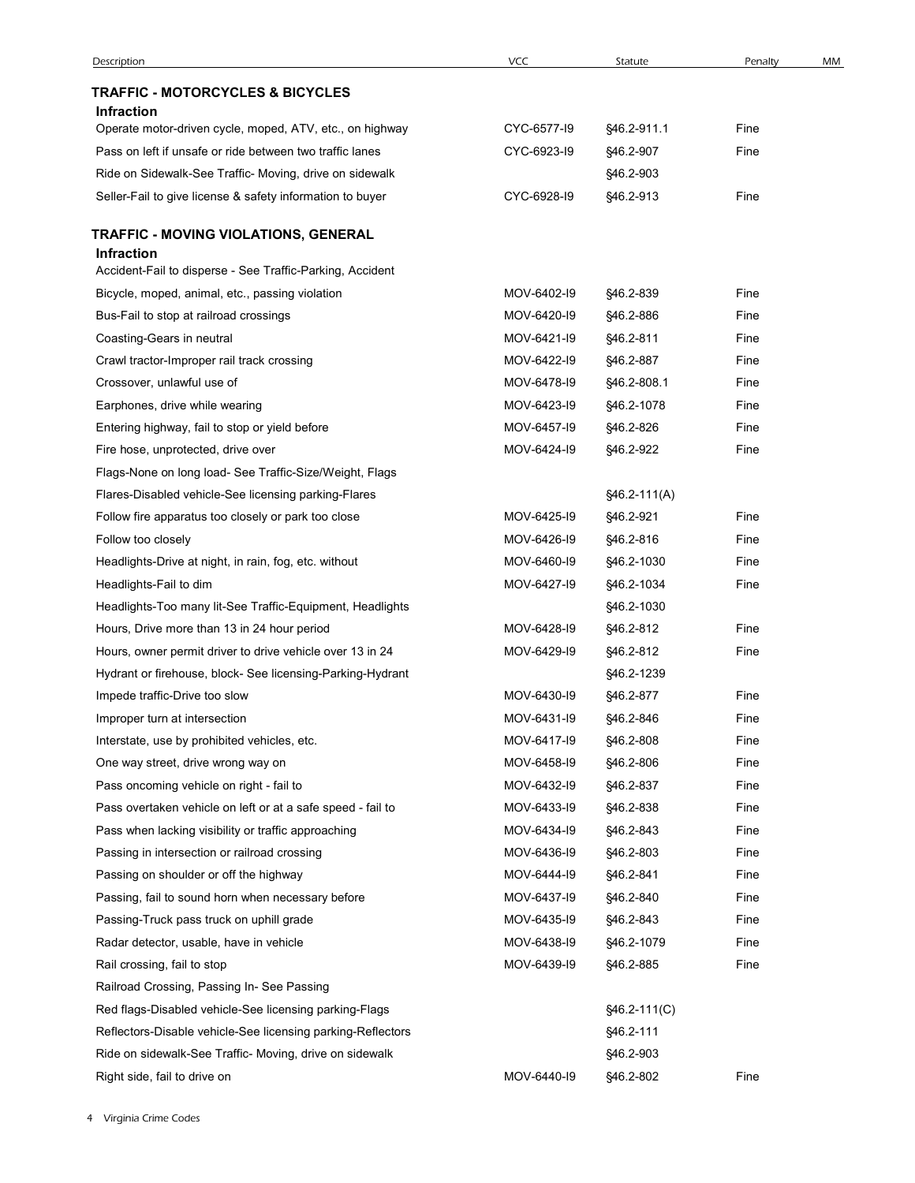| Description | VCC | Statute | Penalty | MM |
|---|---|---|---|---|
| **TRAFFIC - MOTORCYCLES & BICYCLES** | | | | |
| **Infraction** | | | | |
| Operate motor-driven cycle, moped, ATV, etc., on highway | CYC-6577-I9 | §46.2-911.1 | Fine | |
| Pass on left if unsafe or ride between two traffic lanes | CYC-6923-I9 | §46.2-907 | Fine | |
| Ride on Sidewalk-See Traffic- Moving, drive on sidewalk | | §46.2-903 | | |
| Seller-Fail to give license & safety information to buyer | CYC-6928-I9 | §46.2-913 | Fine | |
| **TRAFFIC - MOVING VIOLATIONS, GENERAL** | | | | |
| **Infraction** | | | | |
| Accident-Fail to disperse - See Traffic-Parking, Accident | | | | |
| Bicycle, moped, animal, etc., passing violation | MOV-6402-I9 | §46.2-839 | Fine | |
| Bus-Fail to stop at railroad crossings | MOV-6420-I9 | §46.2-886 | Fine | |
| Coasting-Gears in neutral | MOV-6421-I9 | §46.2-811 | Fine | |
| Crawl tractor-Improper rail track crossing | MOV-6422-I9 | §46.2-887 | Fine | |
| Crossover, unlawful use of | MOV-6478-I9 | §46.2-808.1 | Fine | |
| Earphones, drive while wearing | MOV-6423-I9 | §46.2-1078 | Fine | |
| Entering highway, fail to stop or yield before | MOV-6457-I9 | §46.2-826 | Fine | |
| Fire hose, unprotected, drive over | MOV-6424-I9 | §46.2-922 | Fine | |
| Flags-None on long load- See Traffic-Size/Weight, Flags | | | | |
| Flares-Disabled vehicle-See licensing parking-Flares | | §46.2-111(A) | | |
| Follow fire apparatus too closely or park too close | MOV-6425-I9 | §46.2-921 | Fine | |
| Follow too closely | MOV-6426-I9 | §46.2-816 | Fine | |
| Headlights-Drive at night, in rain, fog, etc. without | MOV-6460-I9 | §46.2-1030 | Fine | |
| Headlights-Fail to dim | MOV-6427-I9 | §46.2-1034 | Fine | |
| Headlights-Too many lit-See Traffic-Equipment, Headlights | | §46.2-1030 | | |
| Hours, Drive more than 13 in 24 hour period | MOV-6428-I9 | §46.2-812 | Fine | |
| Hours, owner permit driver to drive vehicle over 13 in 24 | MOV-6429-I9 | §46.2-812 | Fine | |
| Hydrant or firehouse, block- See licensing-Parking-Hydrant | | §46.2-1239 | | |
| Impede traffic-Drive too slow | MOV-6430-I9 | §46.2-877 | Fine | |
| Improper turn at intersection | MOV-6431-I9 | §46.2-846 | Fine | |
| Interstate, use by prohibited vehicles, etc. | MOV-6417-I9 | §46.2-808 | Fine | |
| One way street, drive wrong way on | MOV-6458-I9 | §46.2-806 | Fine | |
| Pass oncoming vehicle on right - fail to | MOV-6432-I9 | §46.2-837 | Fine | |
| Pass overtaken vehicle on left or at a safe speed - fail to | MOV-6433-I9 | §46.2-838 | Fine | |
| Pass when lacking visibility or traffic approaching | MOV-6434-I9 | §46.2-843 | Fine | |
| Passing in intersection or railroad crossing | MOV-6436-I9 | §46.2-803 | Fine | |
| Passing on shoulder or off the highway | MOV-6444-I9 | §46.2-841 | Fine | |
| Passing, fail to sound horn when necessary before | MOV-6437-I9 | §46.2-840 | Fine | |
| Passing-Truck pass truck on uphill grade | MOV-6435-I9 | §46.2-843 | Fine | |
| Radar detector, usable, have in vehicle | MOV-6438-I9 | §46.2-1079 | Fine | |
| Rail crossing, fail to stop | MOV-6439-I9 | §46.2-885 | Fine | |
| Railroad Crossing, Passing In- See Passing | | | | |
| Red flags-Disabled vehicle-See licensing parking-Flags | | §46.2-111(C) | | |
| Reflectors-Disable vehicle-See licensing parking-Reflectors | | §46.2-111 | | |
| Ride on sidewalk-See Traffic- Moving, drive on sidewalk | | §46.2-903 | | |
| Right side, fail to drive on | MOV-6440-I9 | §46.2-802 | Fine | |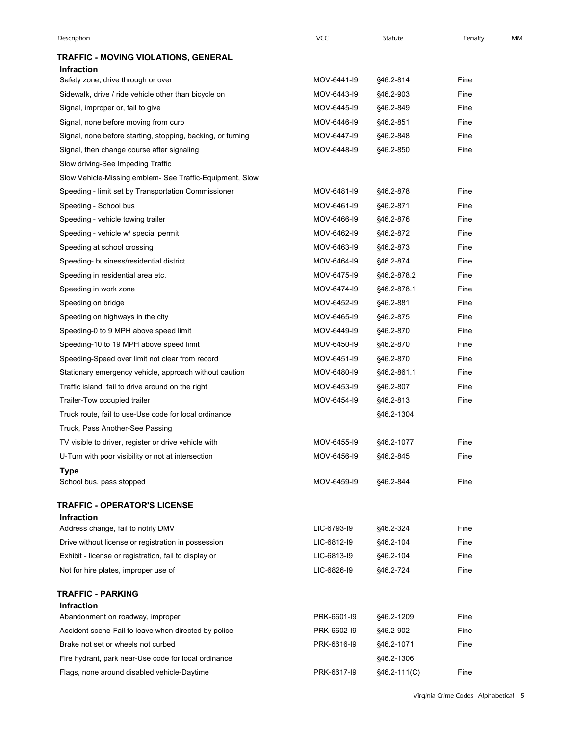| Description | VCC | Statute | Penalty | MM |
|---|---|---|---|---|
| **TRAFFIC - MOVING VIOLATIONS, GENERAL** | | | | |
| **Infraction** | | | | |
| Safety zone, drive through or over | MOV-6441-I9 | §46.2-814 | Fine | |
| Sidewalk, drive / ride vehicle other than bicycle on | MOV-6443-I9 | §46.2-903 | Fine | |
| Signal, improper or, fail to give | MOV-6445-I9 | §46.2-849 | Fine | |
| Signal, none before moving from curb | MOV-6446-I9 | §46.2-851 | Fine | |
| Signal, none before starting, stopping, backing, or turning | MOV-6447-I9 | §46.2-848 | Fine | |
| Signal, then change course after signaling | MOV-6448-I9 | §46.2-850 | Fine | |
| Slow driving-See Impeding Traffic | | | | |
| Slow Vehicle-Missing emblem- See Traffic-Equipment, Slow | | | | |
| Speeding - limit set by Transportation Commissioner | MOV-6481-I9 | §46.2-878 | Fine | |
| Speeding - School bus | MOV-6461-I9 | §46.2-871 | Fine | |
| Speeding - vehicle towing trailer | MOV-6466-I9 | §46.2-876 | Fine | |
| Speeding - vehicle w/ special permit | MOV-6462-I9 | §46.2-872 | Fine | |
| Speeding at school crossing | MOV-6463-I9 | §46.2-873 | Fine | |
| Speeding- business/residential district | MOV-6464-I9 | §46.2-874 | Fine | |
| Speeding in residential area etc. | MOV-6475-I9 | §46.2-878.2 | Fine | |
| Speeding in work zone | MOV-6474-I9 | §46.2-878.1 | Fine | |
| Speeding on bridge | MOV-6452-I9 | §46.2-881 | Fine | |
| Speeding on highways in the city | MOV-6465-I9 | §46.2-875 | Fine | |
| Speeding-0 to 9 MPH above speed limit | MOV-6449-I9 | §46.2-870 | Fine | |
| Speeding-10 to 19 MPH above speed limit | MOV-6450-I9 | §46.2-870 | Fine | |
| Speeding-Speed over limit not clear from record | MOV-6451-I9 | §46.2-870 | Fine | |
| Stationary emergency vehicle, approach without caution | MOV-6480-I9 | §46.2-861.1 | Fine | |
| Traffic island, fail to drive around on the right | MOV-6453-I9 | §46.2-807 | Fine | |
| Trailer-Tow occupied trailer | MOV-6454-I9 | §46.2-813 | Fine | |
| Truck route, fail to use-Use code for local ordinance | | §46.2-1304 | | |
| Truck, Pass Another-See Passing | | | | |
| TV visible to driver, register or drive vehicle with | MOV-6455-I9 | §46.2-1077 | Fine | |
| U-Turn with poor visibility or not at intersection | MOV-6456-I9 | §46.2-845 | Fine | |
| **Type** | | | | |
| School bus, pass stopped | MOV-6459-I9 | §46.2-844 | Fine | |
| **TRAFFIC - OPERATOR'S LICENSE** | | | | |
| **Infraction** | | | | |
| Address change, fail to notify DMV | LIC-6793-I9 | §46.2-324 | Fine | |
| Drive without license or registration in possession | LIC-6812-I9 | §46.2-104 | Fine | |
| Exhibit - license or registration, fail to display or | LIC-6813-I9 | §46.2-104 | Fine | |
| Not for hire plates, improper use of | LIC-6826-I9 | §46.2-724 | Fine | |
| **TRAFFIC - PARKING** | | | | |
| **Infraction** | | | | |
| Abandonment on roadway, improper | PRK-6601-I9 | §46.2-1209 | Fine | |
| Accident scene-Fail to leave when directed by police | PRK-6602-I9 | §46.2-902 | Fine | |
| Brake not set or wheels not curbed | PRK-6616-I9 | §46.2-1071 | Fine | |
| Fire hydrant, park near-Use code for local ordinance | | §46.2-1306 | | |
| Flags, none around disabled vehicle-Daytime | PRK-6617-I9 | §46.2-111(C) | Fine | |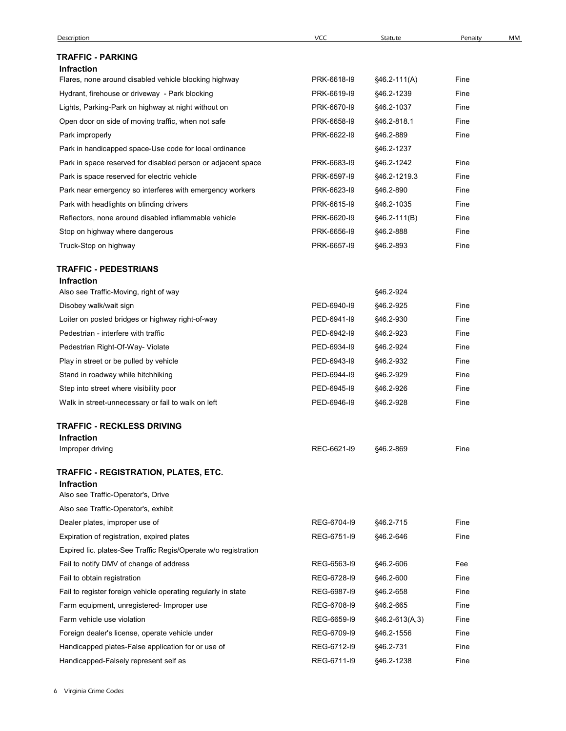| Description | VCC | Statute | Penalty | MM |
|---|---|---|---|---|
| **TRAFFIC - PARKING** | | | | |
| **Infraction** | | | | |
| Flares, none around disabled vehicle blocking highway | PRK-6618-I9 | §46.2-111(A) | Fine | |
| Hydrant, firehouse or driveway - Park blocking | PRK-6619-I9 | §46.2-1239 | Fine | |
| Lights, Parking-Park on highway at night without on | PRK-6670-I9 | §46.2-1037 | Fine | |
| Open door on side of moving traffic, when not safe | PRK-6658-I9 | §46.2-818.1 | Fine | |
| Park improperly | PRK-6622-I9 | §46.2-889 | Fine | |
| Park in handicapped space-Use code for local ordinance | | §46.2-1237 | | |
| Park in space reserved for disabled person or adjacent space | PRK-6683-I9 | §46.2-1242 | Fine | |
| Park is space reserved for electric vehicle | PRK-6597-I9 | §46.2-1219.3 | Fine | |
| Park near emergency so interferes with emergency workers | PRK-6623-I9 | §46.2-890 | Fine | |
| Park with headlights on blinding drivers | PRK-6615-I9 | §46.2-1035 | Fine | |
| Reflectors, none around disabled inflammable vehicle | PRK-6620-I9 | §46.2-111(B) | Fine | |
| Stop on highway where dangerous | PRK-6656-I9 | §46.2-888 | Fine | |
| Truck-Stop on highway | PRK-6657-I9 | §46.2-893 | Fine | |
| **TRAFFIC - PEDESTRIANS** | | | | |
| **Infraction** | | | | |
| Also see Traffic-Moving, right of way | | §46.2-924 | | |
| Disobey walk/wait sign | PED-6940-I9 | §46.2-925 | Fine | |
| Loiter on posted bridges or highway right-of-way | PED-6941-I9 | §46.2-930 | Fine | |
| Pedestrian - interfere with traffic | PED-6942-I9 | §46.2-923 | Fine | |
| Pedestrian Right-Of-Way- Violate | PED-6934-I9 | §46.2-924 | Fine | |
| Play in street or be pulled by vehicle | PED-6943-I9 | §46.2-932 | Fine | |
| Stand in roadway while hitchhiking | PED-6944-I9 | §46.2-929 | Fine | |
| Step into street where visibility poor | PED-6945-I9 | §46.2-926 | Fine | |
| Walk in street-unnecessary or fail to walk on left | PED-6946-I9 | §46.2-928 | Fine | |
| **TRAFFIC - RECKLESS DRIVING** | | | | |
| **Infraction** | | | | |
| Improper driving | REC-6621-I9 | §46.2-869 | Fine | |
| **TRAFFIC - REGISTRATION, PLATES, ETC.** | | | | |
| **Infraction** | | | | |
| Also see Traffic-Operator's, Drive | | | | |
| Also see Traffic-Operator's, exhibit | | | | |
| Dealer plates, improper use of | REG-6704-I9 | §46.2-715 | Fine | |
| Expiration of registration, expired plates | REG-6751-I9 | §46.2-646 | Fine | |
| Expired lic. plates-See Traffic Regis/Operate w/o registration | | | | |
| Fail to notify DMV of change of address | REG-6563-I9 | §46.2-606 | Fee | |
| Fail to obtain registration | REG-6728-I9 | §46.2-600 | Fine | |
| Fail to register foreign vehicle operating regularly in state | REG-6987-I9 | §46.2-658 | Fine | |
| Farm equipment, unregistered- Improper use | REG-6708-I9 | §46.2-665 | Fine | |
| Farm vehicle use violation | REG-6659-I9 | §46.2-613(A,3) | Fine | |
| Foreign dealer's license, operate vehicle under | REG-6709-I9 | §46.2-1556 | Fine | |
| Handicapped plates-False application for or use of | REG-6712-I9 | §46.2-731 | Fine | |
| Handicapped-Falsely represent self as | REG-6711-I9 | §46.2-1238 | Fine | |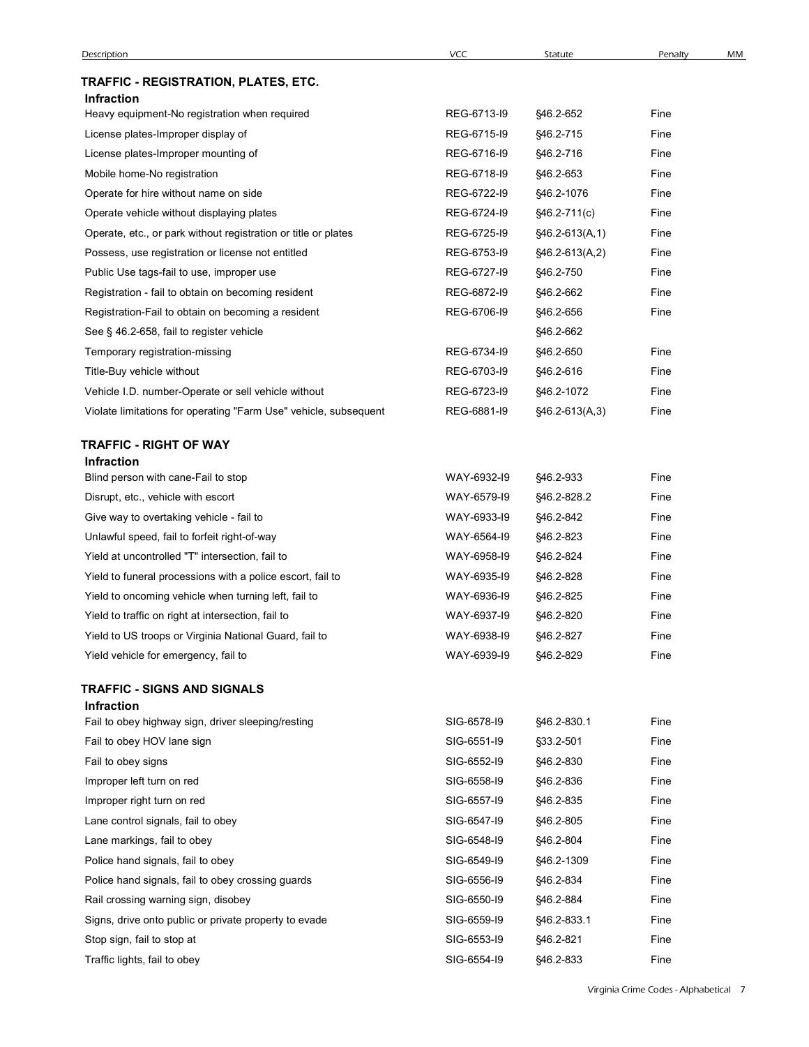| Description | VCC | Statute | Penalty | MM |
|---|---|---|---|---|
| **TRAFFIC - REGISTRATION, PLATES, ETC.** | | | | |
| **Infraction** | | | | |
| Heavy equipment-No registration when required | REG-6713-I9 | §46.2-652 | Fine | |
| License plates-Improper display of | REG-6715-I9 | §46.2-715 | Fine | |
| License plates-Improper mounting of | REG-6716-I9 | §46.2-716 | Fine | |
| Mobile home-No registration | REG-6718-I9 | §46.2-653 | Fine | |
| Operate for hire without name on side | REG-6722-I9 | §46.2-1076 | Fine | |
| Operate vehicle without displaying plates | REG-6724-I9 | §46.2-711(c) | Fine | |
| Operate, etc., or park without registration or title or plates | REG-6725-I9 | §46.2-613(A,1) | Fine | |
| Possess, use registration or license not entitled | REG-6753-I9 | §46.2-613(A,2) | Fine | |
| Public Use tags-fail to use, improper use | REG-6727-I9 | §46.2-750 | Fine | |
| Registration - fail to obtain on becoming resident | REG-6872-I9 | §46.2-662 | Fine | |
| Registration-Fail to obtain on becoming a resident | REG-6706-I9 | §46.2-656 | Fine | |
| See § 46.2-658, fail to register vehicle | | §46.2-662 | | |
| Temporary registration-missing | REG-6734-I9 | §46.2-650 | Fine | |
| Title-Buy vehicle without | REG-6703-I9 | §46.2-616 | Fine | |
| Vehicle I.D. number-Operate or sell vehicle without | REG-6723-I9 | §46.2-1072 | Fine | |
| Violate limitations for operating "Farm Use" vehicle, subsequent | REG-6881-I9 | §46.2-613(A,3) | Fine | |
| **TRAFFIC - RIGHT OF WAY** | | | | |
| **Infraction** | | | | |
| Blind person with cane-Fail to stop | WAY-6932-I9 | §46.2-933 | Fine | |
| Disrupt, etc., vehicle with escort | WAY-6579-I9 | §46.2-828.2 | Fine | |
| Give way to overtaking vehicle - fail to | WAY-6933-I9 | §46.2-842 | Fine | |
| Unlawful speed, fail to forfeit right-of-way | WAY-6564-I9 | §46.2-823 | Fine | |
| Yield at uncontrolled "T" intersection, fail to | WAY-6958-I9 | §46.2-824 | Fine | |
| Yield to funeral processions with a police escort, fail to | WAY-6935-I9 | §46.2-828 | Fine | |
| Yield to oncoming vehicle when turning left, fail to | WAY-6936-I9 | §46.2-825 | Fine | |
| Yield to traffic on right at intersection, fail to | WAY-6937-I9 | §46.2-820 | Fine | |
| Yield to US troops or Virginia National Guard, fail to | WAY-6938-I9 | §46.2-827 | Fine | |
| Yield vehicle for emergency, fail to | WAY-6939-I9 | §46.2-829 | Fine | |
| **TRAFFIC - SIGNS AND SIGNALS** | | | | |
| **Infraction** | | | | |
| Fail to obey highway sign, driver sleeping/resting | SIG-6578-I9 | §46.2-830.1 | Fine | |
| Fail to obey HOV lane sign | SIG-6551-I9 | §33.2-501 | Fine | |
| Fail to obey signs | SIG-6552-I9 | §46.2-830 | Fine | |
| Improper left turn on red | SIG-6558-I9 | §46.2-836 | Fine | |
| Improper right turn on red | SIG-6557-I9 | §46.2-835 | Fine | |
| Lane control signals, fail to obey | SIG-6547-I9 | §46.2-805 | Fine | |
| Lane markings, fail to obey | SIG-6548-I9 | §46.2-804 | Fine | |
| Police hand signals, fail to obey | SIG-6549-I9 | §46.2-1309 | Fine | |
| Police hand signals, fail to obey crossing guards | SIG-6556-I9 | §46.2-834 | Fine | |
| Rail crossing warning sign, disobey | SIG-6550-I9 | §46.2-884 | Fine | |
| Signs, drive onto public or private property to evade | SIG-6559-I9 | §46.2-833.1 | Fine | |
| Stop sign, fail to stop at | SIG-6553-I9 | §46.2-821 | Fine | |
| Traffic lights, fail to obey | SIG-6554-I9 | §46.2-833 | Fine | |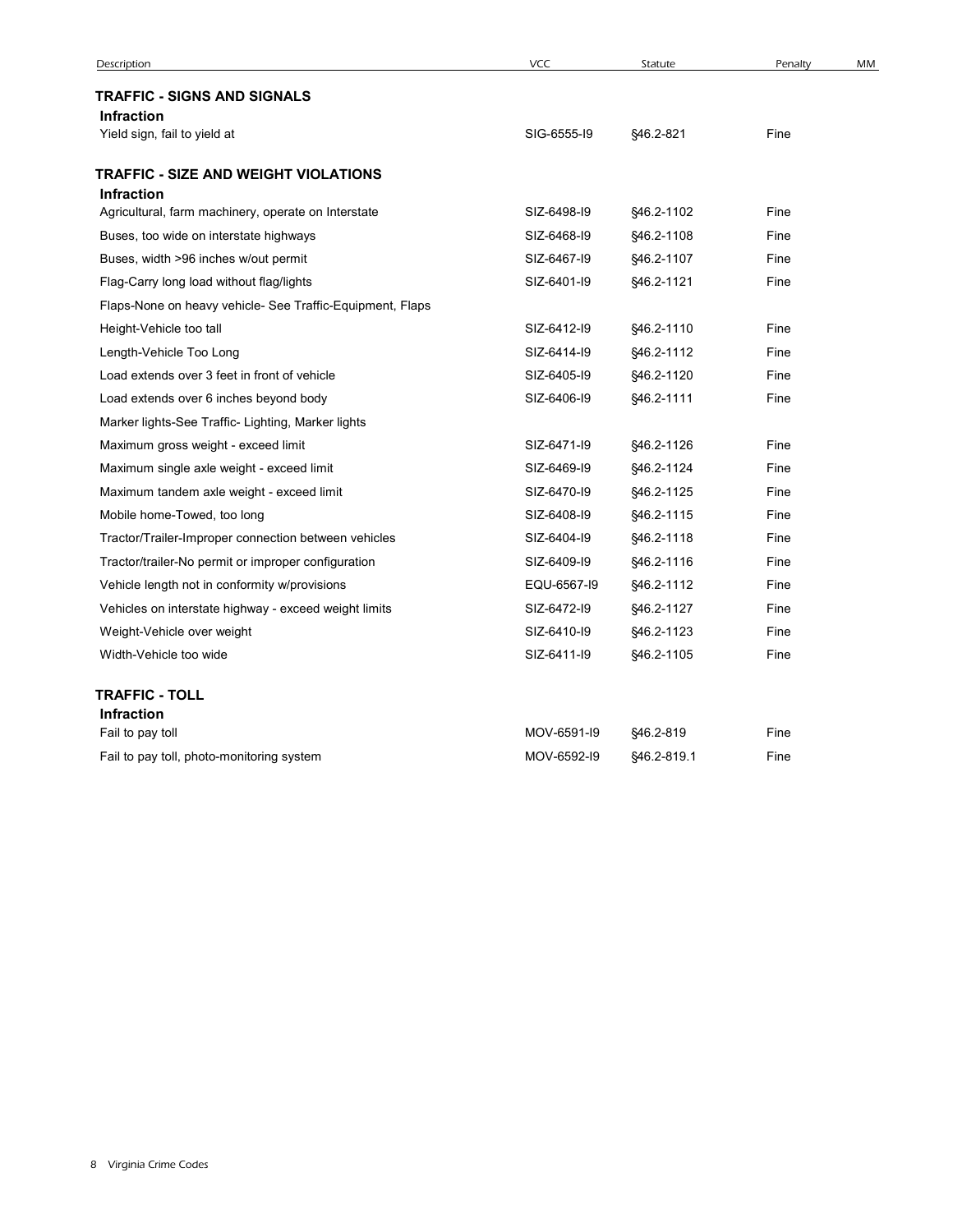| Description | VCC | Statute | Penalty | MM |
|---|---|---|---|---|
| **TRAFFIC - SIGNS AND SIGNALS** | | | | |
| **Infraction** | | | | |
| Yield sign, fail to yield at | SIG-6555-I9 | §46.2-821 | Fine | |
| **TRAFFIC - SIZE AND WEIGHT VIOLATIONS** | | | | |
| **Infraction** | | | | |
| Agricultural, farm machinery, operate on Interstate | SIZ-6498-I9 | §46.2-1102 | Fine | |
| Buses, too wide on interstate highways | SIZ-6468-I9 | §46.2-1108 | Fine | |
| Buses, width >96 inches w/out permit | SIZ-6467-I9 | §46.2-1107 | Fine | |
| Flag-Carry long load without flag/lights | SIZ-6401-I9 | §46.2-1121 | Fine | |
| Flaps-None on heavy vehicle- See Traffic-Equipment, Flaps | | | | |
| Height-Vehicle too tall | SIZ-6412-I9 | §46.2-1110 | Fine | |
| Length-Vehicle Too Long | SIZ-6414-I9 | §46.2-1112 | Fine | |
| Load extends over 3 feet in front of vehicle | SIZ-6405-I9 | §46.2-1120 | Fine | |
| Load extends over 6 inches beyond body | SIZ-6406-I9 | §46.2-1111 | Fine | |
| Marker lights-See Traffic- Lighting, Marker lights | | | | |
| Maximum gross weight - exceed limit | SIZ-6471-I9 | §46.2-1126 | Fine | |
| Maximum single axle weight - exceed limit | SIZ-6469-I9 | §46.2-1124 | Fine | |
| Maximum tandem axle weight - exceed limit | SIZ-6470-I9 | §46.2-1125 | Fine | |
| Mobile home-Towed, too long | SIZ-6408-I9 | §46.2-1115 | Fine | |
| Tractor/Trailer-Improper connection between vehicles | SIZ-6404-I9 | §46.2-1118 | Fine | |
| Tractor/trailer-No permit or improper configuration | SIZ-6409-I9 | §46.2-1116 | Fine | |
| Vehicle length not in conformity w/provisions | EQU-6567-I9 | §46.2-1112 | Fine | |
| Vehicles on interstate highway - exceed weight limits | SIZ-6472-I9 | §46.2-1127 | Fine | |
| Weight-Vehicle over weight | SIZ-6410-I9 | §46.2-1123 | Fine | |
| Width-Vehicle too wide | SIZ-6411-I9 | §46.2-1105 | Fine | |
| **TRAFFIC - TOLL** | | | | |
| **Infraction** | | | | |
| Fail to pay toll | MOV-6591-I9 | §46.2-819 | Fine | |
| Fail to pay toll, photo-monitoring system | MOV-6592-I9 | §46.2-819.1 | Fine | |